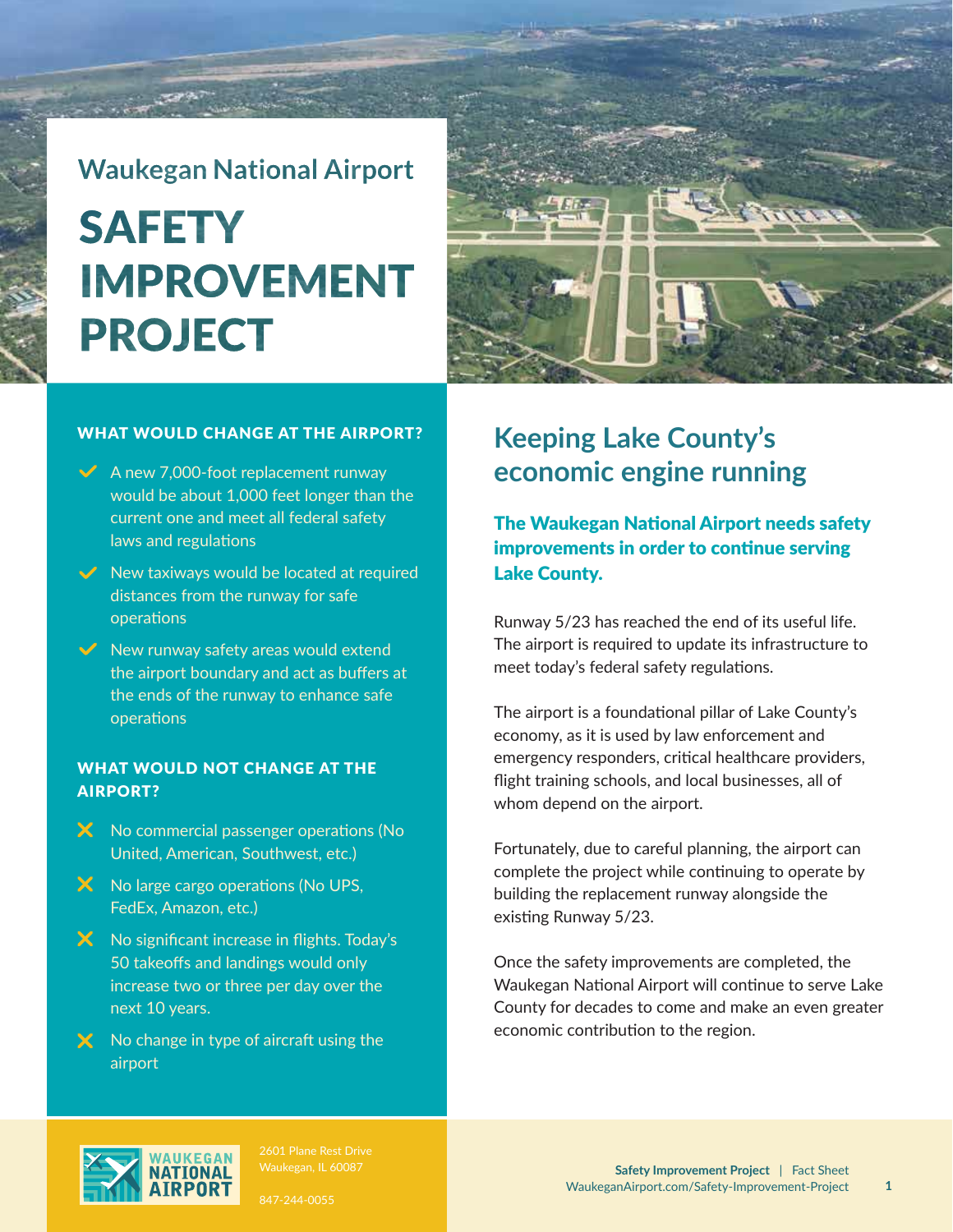## Waukegan National Airport

# SAFETY IMPROVEMENT PROJECT

### WHAT WOULD CHANGE AT THE AIRPORT?

- ✓ A new 7,000-foot replacement runway would be about 1,000 feet longer than the current one and meet all federal safety laws and regulations
- ✓ New taxiways would be located at required distances from the runway for safe operations
- ✓ New runway safety areas would extend the airport boundary and act as buffers at the ends of the runway to enhance safe operations

### WHAT WOULD NOT CHANGE AT THE AIRPORT?

- ✗ No commercial passenger operations (No United, American, Southwest, etc.)
- ✗ No large cargo operations (No UPS, FedEx, Amazon, etc.)
- ✗ No significant increase in flights. Today's 50 takeoffs and landings would only increase two or three per day over the next 10 years.
- ✗ No change in type of aircraft using the airport

## Keeping Lake County's economic engine running

**The Waukegan National Airport needs safety improvements in order to continue serving Lake County.**

Runway 5/23 has reached the end of its useful life. The airport is required to update its infrastructure to meet today's federal safety regulations.

The airport is a foundational pillar of Lake County's economy, as it is used by law enforcement and emergency responders, critical healthcare providers, flight training schools, and local businesses, all of whom depend on the airport.

Fortunately, due to careful planning, the airport can complete the project while continuing to operate by building the replacement runway alongside the existing Runway 5/23.

Once the safety improvements are completed, the Waukegan National Airport will continue to serve Lake County for decades to come and make an even greater economic contribution to the region.

WAUKEGAN NATIONAL AIRPORT

2601 Plane Rest Drive
Waukegan, IL 60087

847-244-0055

**Safety Improvement Project** | Fact Sheet
WaukeganAirport.com/Safety-Improvement-Project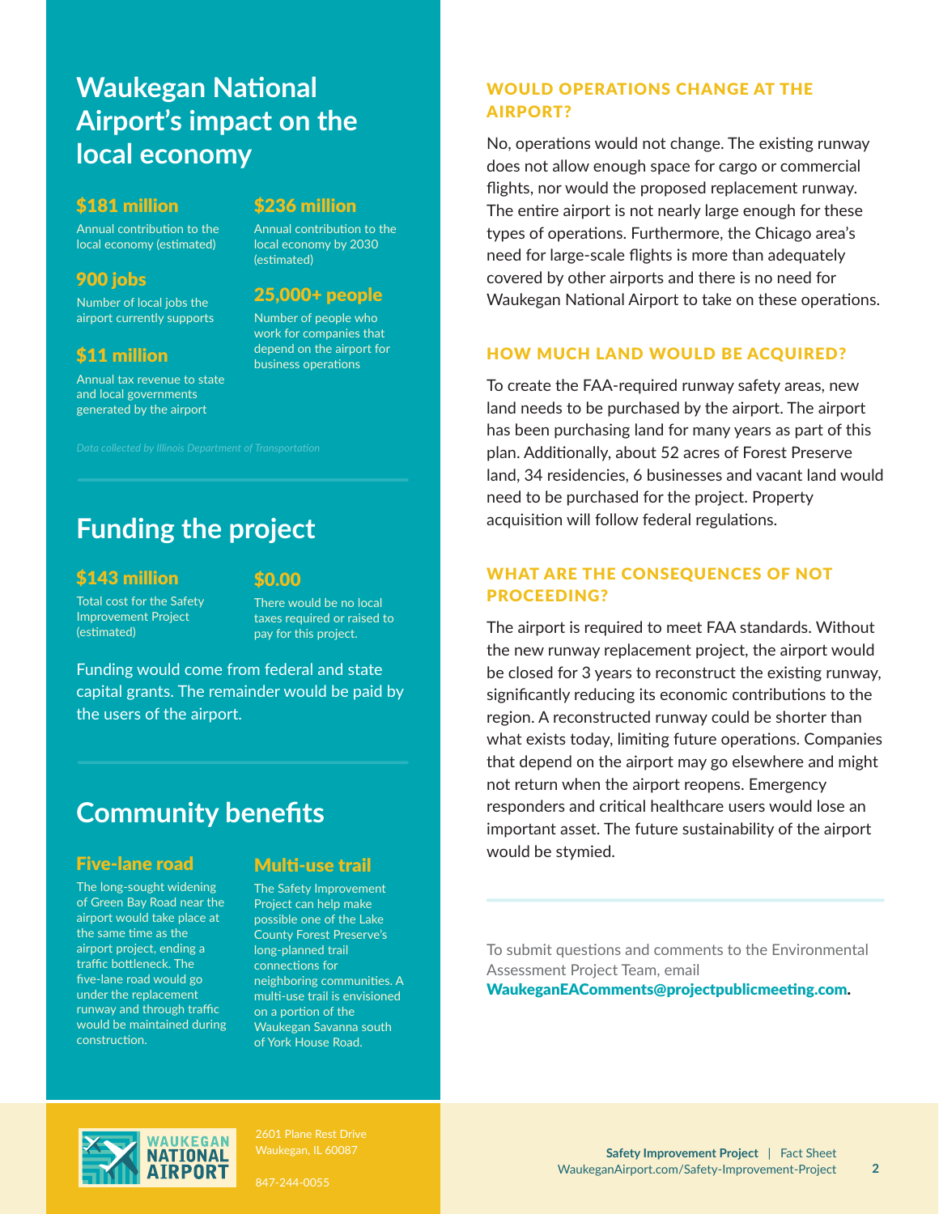# Waukegan National Airport's impact on the local economy

**$181 million**
Annual contribution to the local economy (estimated)

**900 jobs**
Number of local jobs the airport currently supports

**$11 million**
Annual tax revenue to state and local governments generated by the airport

**$236 million**
Annual contribution to the local economy by 2030 (estimated)

**25,000+ people**
Number of people who work for companies that depend on the airport for business operations

*Data collected by Illinois Department of Transportation*

# Funding the project

**$143 million**
Total cost for the Safety Improvement Project (estimated)

**$0.00**
There would be no local taxes required or raised to pay for this project.

Funding would come from federal and state capital grants. The remainder would be paid by the users of the airport.

# Community benefits

**Five-lane road**
The long-sought widening of Green Bay Road near the airport would take place at the same time as the airport project, ending a traffic bottleneck. The five-lane road would go under the replacement runway and through traffic would be maintained during construction.

**Multi-use trail**
The Safety Improvement Project can help make possible one of the Lake County Forest Preserve's long-planned trail connections for neighboring communities. A multi-use trail is envisioned on a portion of the Waukegan Savanna south of York House Road.

## WOULD OPERATIONS CHANGE AT THE AIRPORT?

No, operations would not change. The existing runway does not allow enough space for cargo or commercial flights, nor would the proposed replacement runway. The entire airport is not nearly large enough for these types of operations. Furthermore, the Chicago area's need for large-scale flights is more than adequately covered by other airports and there is no need for Waukegan National Airport to take on these operations.

## HOW MUCH LAND WOULD BE ACQUIRED?

To create the FAA-required runway safety areas, new land needs to be purchased by the airport. The airport has been purchasing land for many years as part of this plan. Additionally, about 52 acres of Forest Preserve land, 34 residencies, 6 businesses and vacant land would need to be purchased for the project. Property acquisition will follow federal regulations.

## WHAT ARE THE CONSEQUENCES OF NOT PROCEEDING?

The airport is required to meet FAA standards. Without the new runway replacement project, the airport would be closed for 3 years to reconstruct the existing runway, significantly reducing its economic contributions to the region. A reconstructed runway could be shorter than what exists today, limiting future operations. Companies that depend on the airport may go elsewhere and might not return when the airport reopens. Emergency responders and critical healthcare users would lose an important asset. The future sustainability of the airport would be stymied.

To submit questions and comments to the Environmental Assessment Project Team, email **WaukeganEAComments@projectpublicmeeting.com**.

WAUKEGAN NATIONAL AIRPORT
2601 Plane Rest Drive
Waukegan, IL 60087

847-244-0055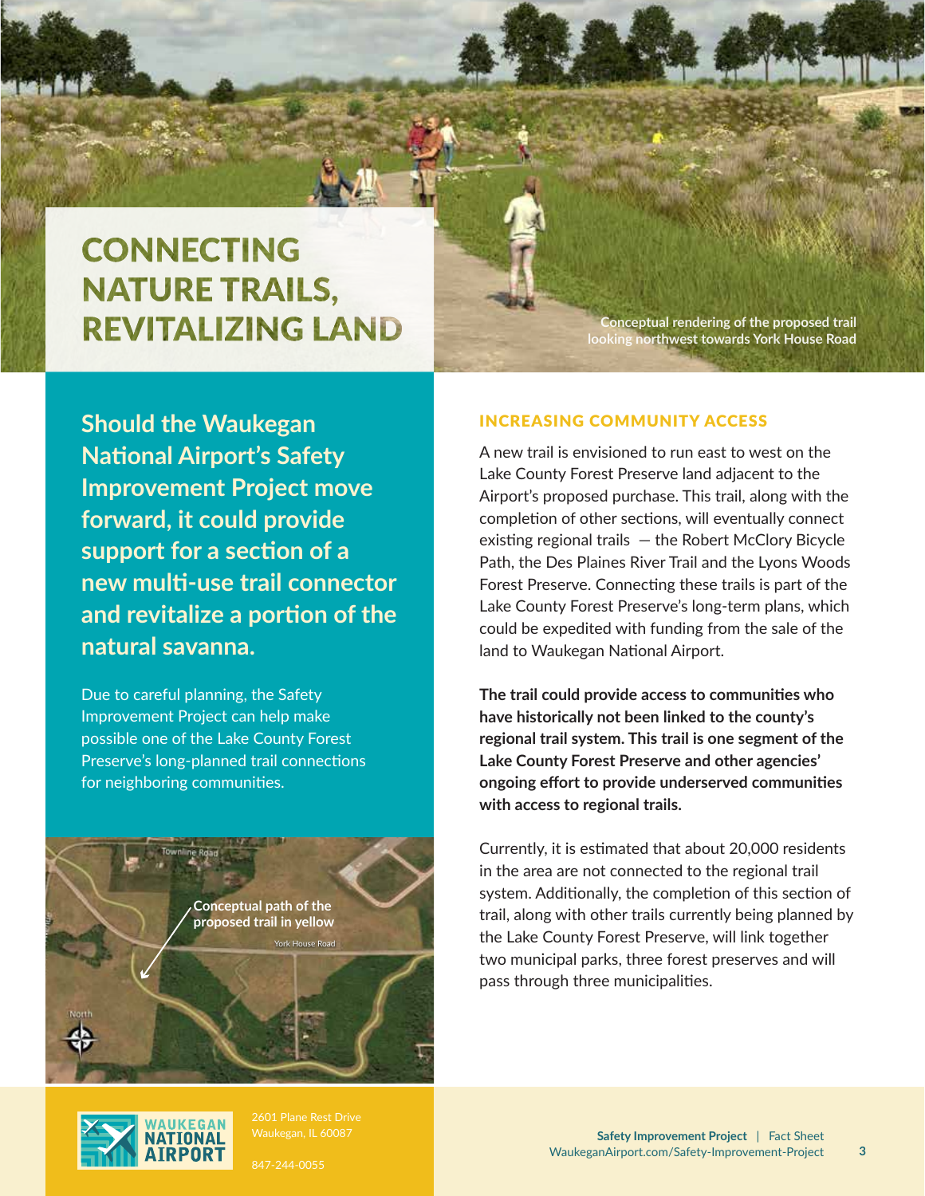# CONNECTING NATURE TRAILS, REVITALIZING LAND

Conceptual rendering of the proposed trail looking northwest towards York House Road

**Should the Waukegan National Airport's Safety Improvement Project move forward, it could provide support for a section of a new multi-use trail connector and revitalize a portion of the natural savanna.**

Due to careful planning, the Safety Improvement Project can help make possible one of the Lake County Forest Preserve's long-planned trail connections for neighboring communities.

Conceptual path of the proposed trail in yellow

## INCREASING COMMUNITY ACCESS

A new trail is envisioned to run east to west on the Lake County Forest Preserve land adjacent to the Airport's proposed purchase. This trail, along with the completion of other sections, will eventually connect existing regional trails — the Robert McClory Bicycle Path, the Des Plaines River Trail and the Lyons Woods Forest Preserve. Connecting these trails is part of the Lake County Forest Preserve's long-term plans, which could be expedited with funding from the sale of the land to Waukegan National Airport.

**The trail could provide access to communities who have historically not been linked to the county's regional trail system. This trail is one segment of the Lake County Forest Preserve and other agencies' ongoing effort to provide underserved communities with access to regional trails.**

Currently, it is estimated that about 20,000 residents in the area are not connected to the regional trail system. Additionally, the completion of this section of trail, along with other trails currently being planned by the Lake County Forest Preserve, will link together two municipal parks, three forest preserves and will pass through three municipalities.

WAUKEGAN NATIONAL AIRPORT

2601 Plane Rest Drive
Waukegan, IL 60087

847-244-0055

**Safety Improvement Project** | Fact Sheet
WaukeganAirport.com/Safety-Improvement-Project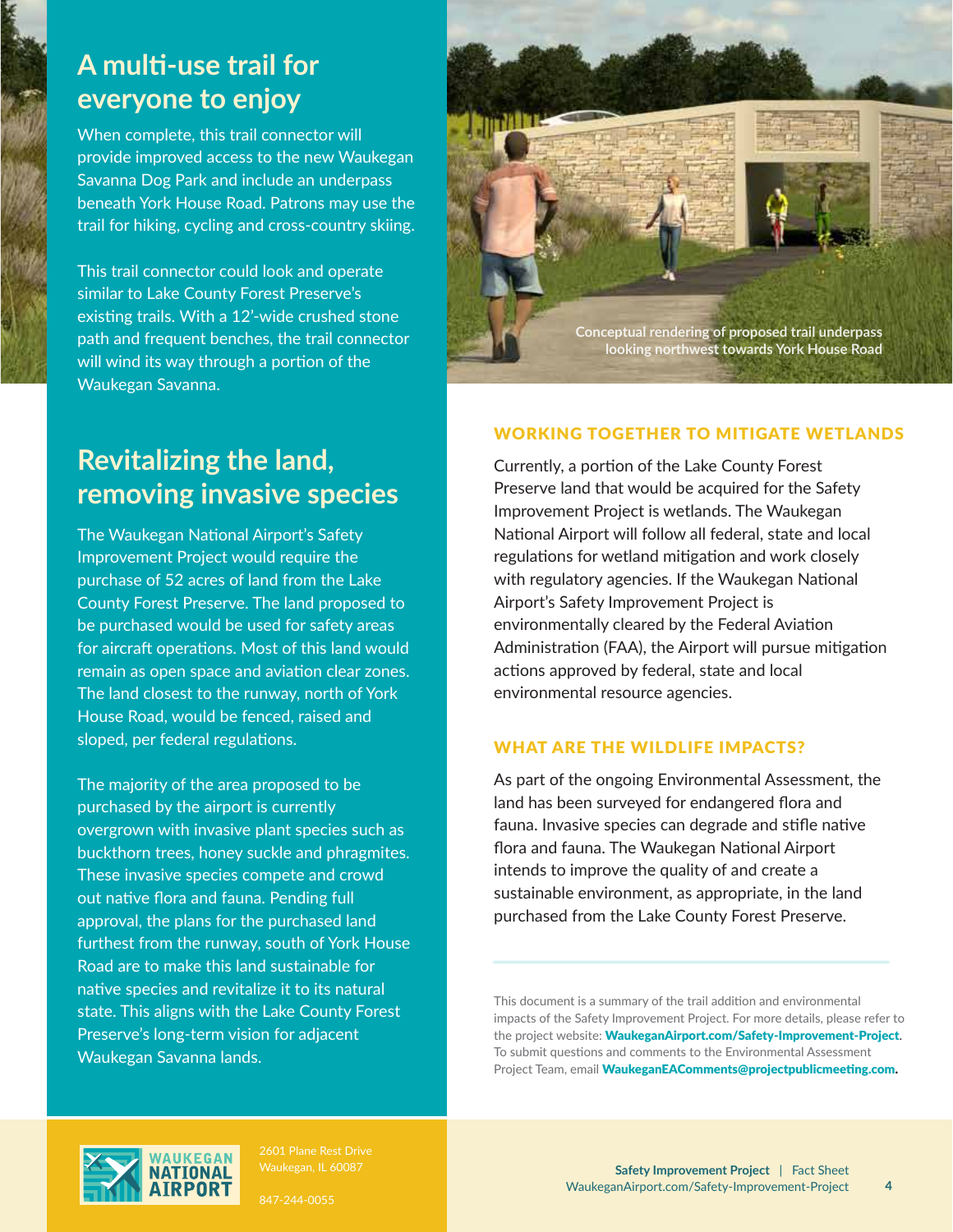## A multi-use trail for everyone to enjoy

When complete, this trail connector will provide improved access to the new Waukegan Savanna Dog Park and include an underpass beneath York House Road. Patrons may use the trail for hiking, cycling and cross-country skiing.

This trail connector could look and operate similar to Lake County Forest Preserve's existing trails. With a 12'-wide crushed stone path and frequent benches, the trail connector will wind its way through a portion of the Waukegan Savanna.

Conceptual rendering of proposed trail underpass looking northwest towards York House Road

## Revitalizing the land, removing invasive species

The Waukegan National Airport's Safety Improvement Project would require the purchase of 52 acres of land from the Lake County Forest Preserve. The land proposed to be purchased would be used for safety areas for aircraft operations. Most of this land would remain as open space and aviation clear zones. The land closest to the runway, north of York House Road, would be fenced, raised and sloped, per federal regulations.

The majority of the area proposed to be purchased by the airport is currently overgrown with invasive plant species such as buckthorn trees, honey suckle and phragmites. These invasive species compete and crowd out native flora and fauna. Pending full approval, the plans for the purchased land furthest from the runway, south of York House Road are to make this land sustainable for native species and revitalize it to its natural state. This aligns with the Lake County Forest Preserve's long-term vision for adjacent Waukegan Savanna lands.

### WORKING TOGETHER TO MITIGATE WETLANDS

Currently, a portion of the Lake County Forest Preserve land that would be acquired for the Safety Improvement Project is wetlands. The Waukegan National Airport will follow all federal, state and local regulations for wetland mitigation and work closely with regulatory agencies. If the Waukegan National Airport's Safety Improvement Project is environmentally cleared by the Federal Aviation Administration (FAA), the Airport will pursue mitigation actions approved by federal, state and local environmental resource agencies.

### WHAT ARE THE WILDLIFE IMPACTS?

As part of the ongoing Environmental Assessment, the land has been surveyed for endangered flora and fauna. Invasive species can degrade and stifle native flora and fauna. The Waukegan National Airport intends to improve the quality of and create a sustainable environment, as appropriate, in the land purchased from the Lake County Forest Preserve.

This document is a summary of the trail addition and environmental impacts of the Safety Improvement Project. For more details, please refer to the project website: **WaukeganAirport.com/Safety-Improvement-Project**. To submit questions and comments to the Environmental Assessment Project Team, email **WaukeganEAComments@projectpublicmeeting.com.**

WAUKEGAN NATIONAL AIRPORT

2601 Plane Rest Drive
Waukegan, IL 60087

847-244-0055

**Safety Improvement Project** | Fact Sheet
WaukeganAirport.com/Safety-Improvement-Project